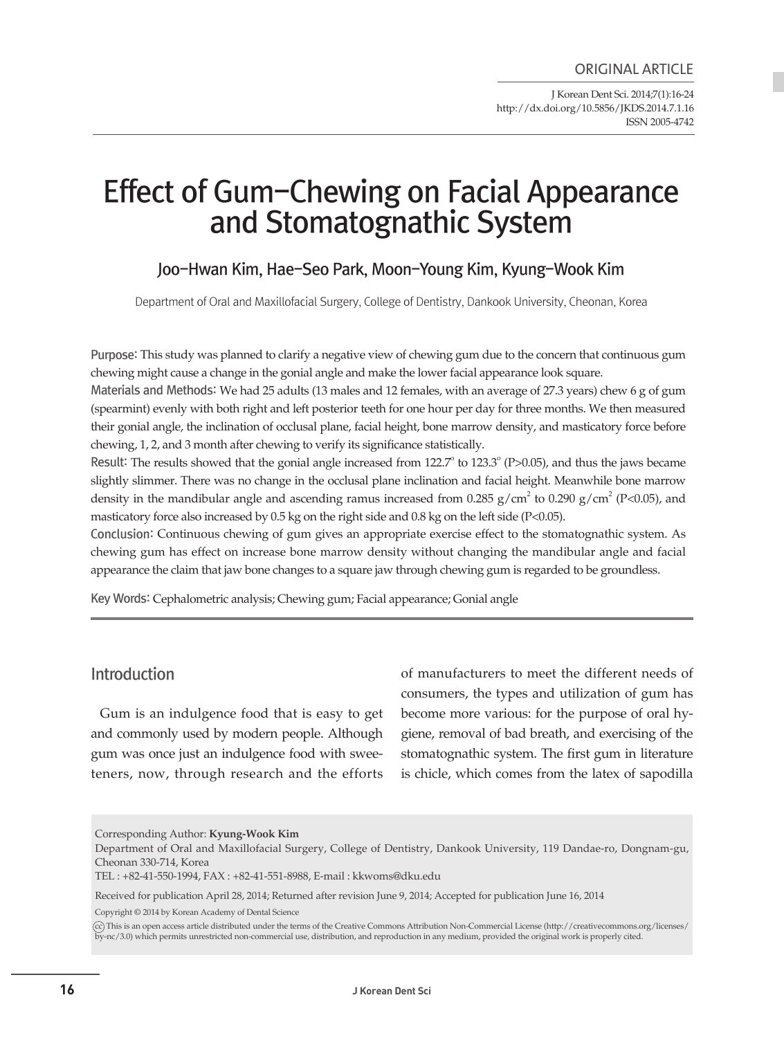ORIGINAL ARTICLE

J Korean Dent Sci. 2014;7(1):16-24
http://dx.doi.org/10.5856/JKDS.2014.7.1.16
ISSN 2005-4742

# Effect of Gum-Chewing on Facial Appearance and Stomatognathic System

Joo-Hwan Kim, Hae-Seo Park, Moon-Young Kim, Kyung-Wook Kim

Department of Oral and Maxillofacial Surgery, College of Dentistry, Dankook University, Cheonan, Korea

**Purpose:** This study was planned to clarify a negative view of chewing gum due to the concern that continuous gum chewing might cause a change in the gonial angle and make the lower facial appearance look square.

**Materials and Methods:** We had 25 adults (13 males and 12 females, with an average of 27.3 years) chew 6 g of gum (spearmint) evenly with both right and left posterior teeth for one hour per day for three months. We then measured their gonial angle, the inclination of occlusal plane, facial height, bone marrow density, and masticatory force before chewing, 1, 2, and 3 month after chewing to verify its significance statistically.

**Result:** The results showed that the gonial angle increased from $122.7^{\circ}$ to $123.3^{\circ}$ ($P>0.05$), and thus the jaws became slightly slimmer. There was no change in the occlusal plane inclination and facial height. Meanwhile bone marrow density in the mandibular angle and ascending ramus increased from 0.285 $g/cm^2$ to 0.290 $g/cm^2$ ($P<0.05$), and masticatory force also increased by 0.5 kg on the right side and 0.8 kg on the left side ($P<0.05$).

**Conclusion:** Continuous chewing of gum gives an appropriate exercise effect to the stomatognathic system. As chewing gum has effect on increase bone marrow density without changing the mandibular angle and facial appearance the claim that jaw bone changes to a square jaw through chewing gum is regarded to be groundless.

**Key Words:** Cephalometric analysis; Chewing gum; Facial appearance; Gonial angle

## Introduction

Gum is an indulgence food that is easy to get and commonly used by modern people. Although gum was once just an indulgence food with sweeteners, now, through research and the efforts of manufacturers to meet the different needs of consumers, the types and utilization of gum has become more various: for the purpose of oral hygiene, removal of bad breath, and exercising of the stomatognathic system. The first gum in literature is chicle, which comes from the latex of sapodilla

Corresponding Author: **Kyung-Wook Kim**
Department of Oral and Maxillofacial Surgery, College of Dentistry, Dankook University, 119 Dandae-ro, Dongnam-gu, Cheonan 330-714, Korea
TEL : +82-41-550-1994, FAX : +82-41-551-8988, E-mail : kkwoms@dku.edu

Received for publication April 28, 2014; Returned after revision June 9, 2014; Accepted for publication June 16, 2014

Copyright © 2014 by Korean Academy of Dental Science

This is an open access article distributed under the terms of the Creative Commons Attribution Non-Commercial License (http://creativecommons.org/licenses/by-nc/3.0) which permits unrestricted non-commercial use, distribution, and reproduction in any medium, provided the original work is properly cited.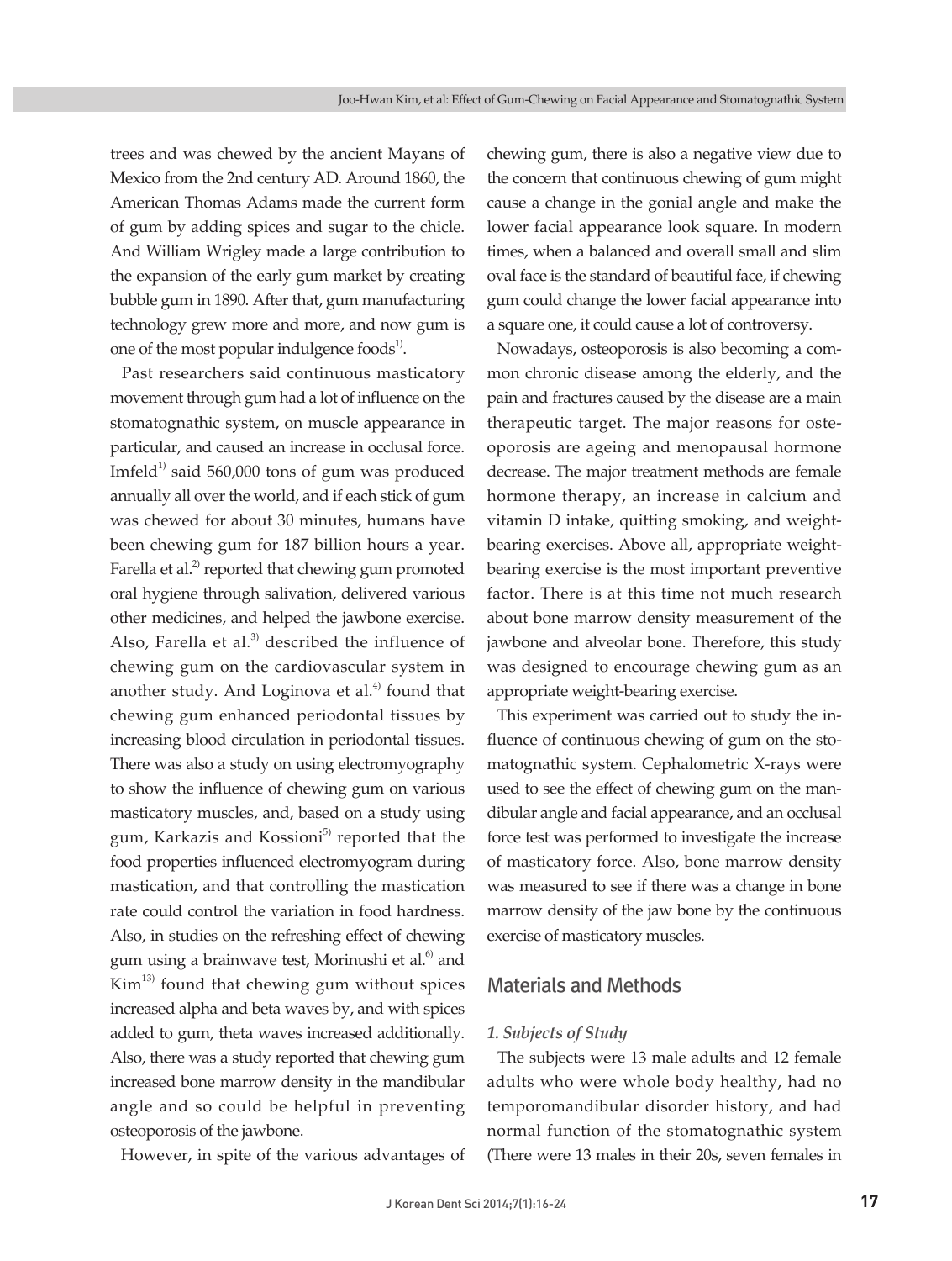trees and was chewed by the ancient Mayans of Mexico from the 2nd century AD. Around 1860, the American Thomas Adams made the current form of gum by adding spices and sugar to the chicle. And William Wrigley made a large contribution to the expansion of the early gum market by creating bubble gum in 1890. After that, gum manufacturing technology grew more and more, and now gum is one of the most popular indulgence foods[1].

Past researchers said continuous masticatory movement through gum had a lot of influence on the stomatognathic system, on muscle appearance in particular, and caused an increase in occlusal force. Imfeld[1] said 560,000 tons of gum was produced annually all over the world, and if each stick of gum was chewed for about 30 minutes, humans have been chewing gum for 187 billion hours a year. Farella et al.[2] reported that chewing gum promoted oral hygiene through salivation, delivered various other medicines, and helped the jawbone exercise. Also, Farella et al.[3] described the influence of chewing gum on the cardiovascular system in another study. And Loginova et al.[4] found that chewing gum enhanced periodontal tissues by increasing blood circulation in periodontal tissues. There was also a study on using electromyography to show the influence of chewing gum on various masticatory muscles, and, based on a study using gum, Karkazis and Kossioni[5] reported that the food properties influenced electromyogram during mastication, and that controlling the mastication rate could control the variation in food hardness. Also, in studies on the refreshing effect of chewing gum using a brainwave test, Morinushi et al.[6] and Kim[13] found that chewing gum without spices increased alpha and beta waves by, and with spices added to gum, theta waves increased additionally. Also, there was a study reported that chewing gum increased bone marrow density in the mandibular angle and so could be helpful in preventing osteoporosis of the jawbone.

However, in spite of the various advantages of chewing gum, there is also a negative view due to the concern that continuous chewing of gum might cause a change in the gonial angle and make the lower facial appearance look square. In modern times, when a balanced and overall small and slim oval face is the standard of beautiful face, if chewing gum could change the lower facial appearance into a square one, it could cause a lot of controversy.

Nowadays, osteoporosis is also becoming a common chronic disease among the elderly, and the pain and fractures caused by the disease are a main therapeutic target. The major reasons for osteoporosis are ageing and menopausal hormone decrease. The major treatment methods are female hormone therapy, an increase in calcium and vitamin D intake, quitting smoking, and weight-bearing exercises. Above all, appropriate weight-bearing exercise is the most important preventive factor. There is at this time not much research about bone marrow density measurement of the jawbone and alveolar bone. Therefore, this study was designed to encourage chewing gum as an appropriate weight-bearing exercise.

This experiment was carried out to study the influence of continuous chewing of gum on the stomatognathic system. Cephalometric X-rays were used to see the effect of chewing gum on the mandibular angle and facial appearance, and an occlusal force test was performed to investigate the increase of masticatory force. Also, bone marrow density was measured to see if there was a change in bone marrow density of the jaw bone by the continuous exercise of masticatory muscles.

## Materials and Methods

### *1. Subjects of Study*

The subjects were 13 male adults and 12 female adults who were whole body healthy, had no temporomandibular disorder history, and had normal function of the stomatognathic system (There were 13 males in their 20s, seven females in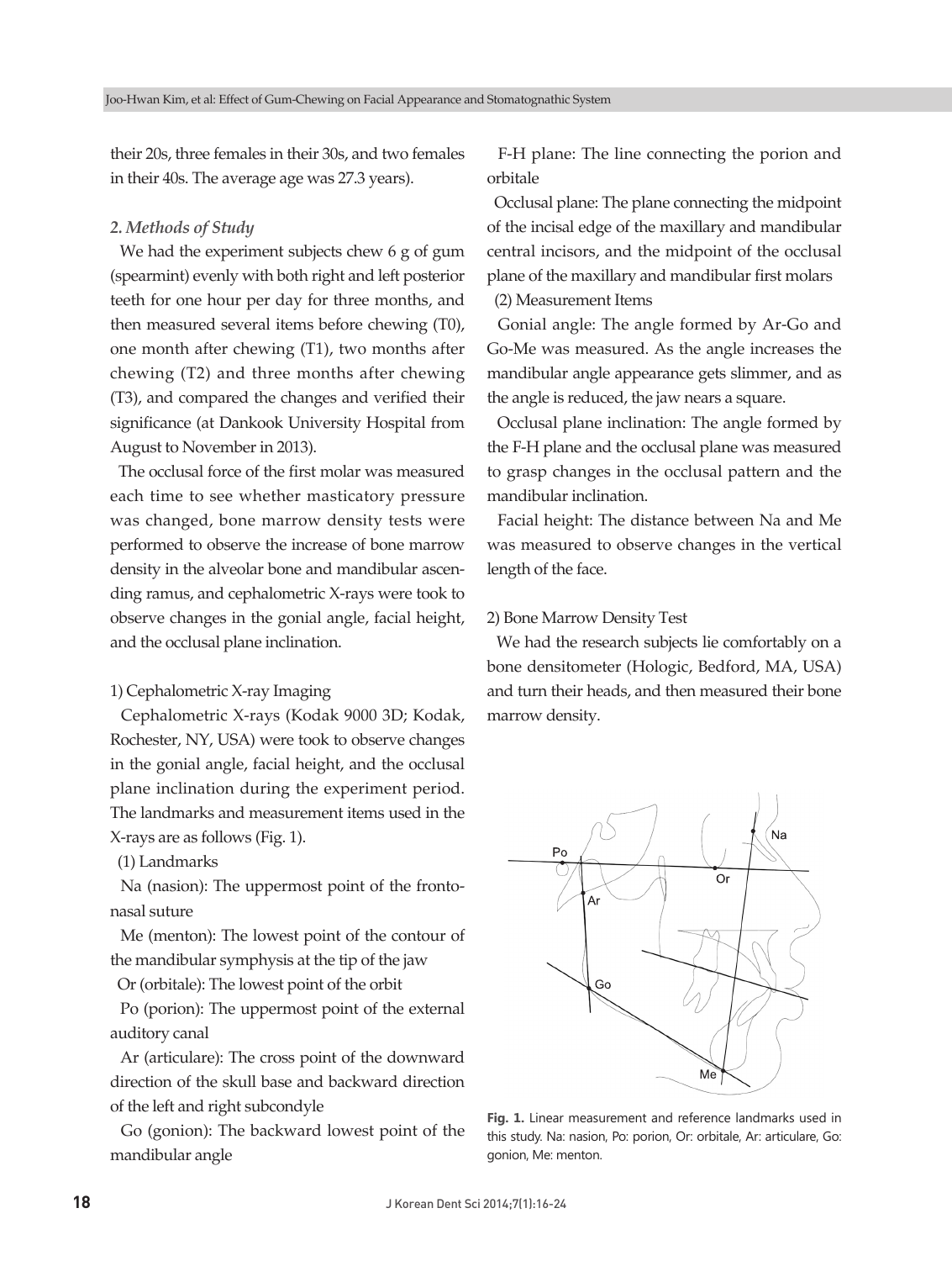their 20s, three females in their 30s, and two females in their 40s. The average age was 27.3 years).

### *2. Methods of Study*

We had the experiment subjects chew 6 g of gum (spearmint) evenly with both right and left posterior teeth for one hour per day for three months, and then measured several items before chewing (T0), one month after chewing (T1), two months after chewing (T2) and three months after chewing (T3), and compared the changes and verified their significance (at Dankook University Hospital from August to November in 2013).

The occlusal force of the first molar was measured each time to see whether masticatory pressure was changed, bone marrow density tests were performed to observe the increase of bone marrow density in the alveolar bone and mandibular ascending ramus, and cephalometric X-rays were took to observe changes in the gonial angle, facial height, and the occlusal plane inclination.

1) Cephalometric X-ray Imaging

Cephalometric X-rays (Kodak 9000 3D; Kodak, Rochester, NY, USA) were took to observe changes in the gonial angle, facial height, and the occlusal plane inclination during the experiment period. The landmarks and measurement items used in the X-rays are as follows (Fig. 1).

(1) Landmarks

Na (nasion): The uppermost point of the frontonasal suture

Me (menton): The lowest point of the contour of the mandibular symphysis at the tip of the jaw

Or (orbitale): The lowest point of the orbit

Po (porion): The uppermost point of the external auditory canal

Ar (articulare): The cross point of the downward direction of the skull base and backward direction of the left and right subcondyle

Go (gonion): The backward lowest point of the mandibular angle

F-H plane: The line connecting the porion and orbitale

Occlusal plane: The plane connecting the midpoint of the incisal edge of the maxillary and mandibular central incisors, and the midpoint of the occlusal plane of the maxillary and mandibular first molars

(2) Measurement Items

Gonial angle: The angle formed by Ar-Go and Go-Me was measured. As the angle increases the mandibular angle appearance gets slimmer, and as the angle is reduced, the jaw nears a square.

Occlusal plane inclination: The angle formed by the F-H plane and the occlusal plane was measured to grasp changes in the occlusal pattern and the mandibular inclination.

Facial height: The distance between Na and Me was measured to observe changes in the vertical length of the face.

2) Bone Marrow Density Test

We had the research subjects lie comfortably on a bone densitometer (Hologic, Bedford, MA, USA) and turn their heads, and then measured their bone marrow density.

**Fig. 1.** Linear measurement and reference landmarks used in this study. Na: nasion, Po: porion, Or: orbitale, Ar: articulare, Go: gonion, Me: menton.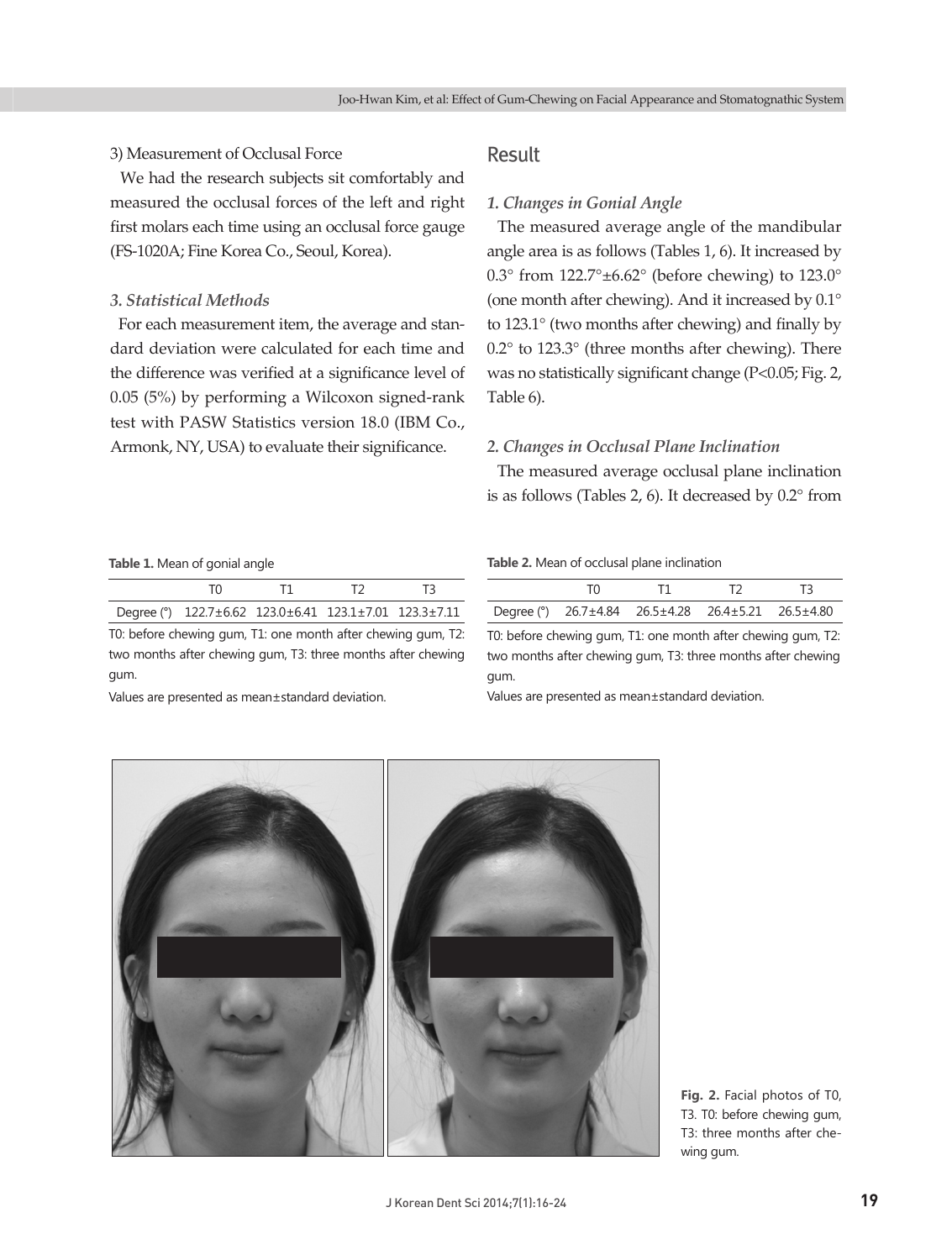3) Measurement of Occlusal Force

We had the research subjects sit comfortably and measured the occlusal forces of the left and right first molars each time using an occlusal force gauge (FS-1020A; Fine Korea Co., Seoul, Korea).

### *3. Statistical Methods*

For each measurement item, the average and standard deviation were calculated for each time and the difference was verified at a significance level of 0.05 (5%) by performing a Wilcoxon signed-rank test with PASW Statistics version 18.0 (IBM Co., Armonk, NY, USA) to evaluate their significance.

## Result

### *1. Changes in Gonial Angle*

The measured average angle of the mandibular angle area is as follows (Tables 1, 6). It increased by 0.3° from 122.7°±6.62° (before chewing) to 123.0° (one month after chewing). And it increased by 0.1° to 123.1° (two months after chewing) and finally by 0.2° to 123.3° (three months after chewing). There was no statistically significant change ($P<0.05$; Fig. 2, Table 6).

### *2. Changes in Occlusal Plane Inclination*

The measured average occlusal plane inclination is as follows (Tables 2, 6). It decreased by 0.2° from

**Table 1.** Mean of gonial angle

| | T0 | T1 | T2 | T3 |
|---|---|---|---|---|
| Degree (°) | 122.7±6.62 | 123.0±6.41 | 123.1±7.01 | 123.3±7.11 |

T0: before chewing gum, T1: one month after chewing gum, T2: two months after chewing gum, T3: three months after chewing gum.

Values are presented as mean±standard deviation.

**Table 2.** Mean of occlusal plane inclination

| | T0 | T1 | T2 | T3 |
|---|---|---|---|---|
| Degree (°) | 26.7±4.84 | 26.5±4.28 | 26.4±5.21 | 26.5±4.80 |

T0: before chewing gum, T1: one month after chewing gum, T2: two months after chewing gum, T3: three months after chewing gum.

Values are presented as mean±standard deviation.

**Fig. 2.** Facial photos of T0, T3. T0: before chewing gum, T3: three months after chewing gum.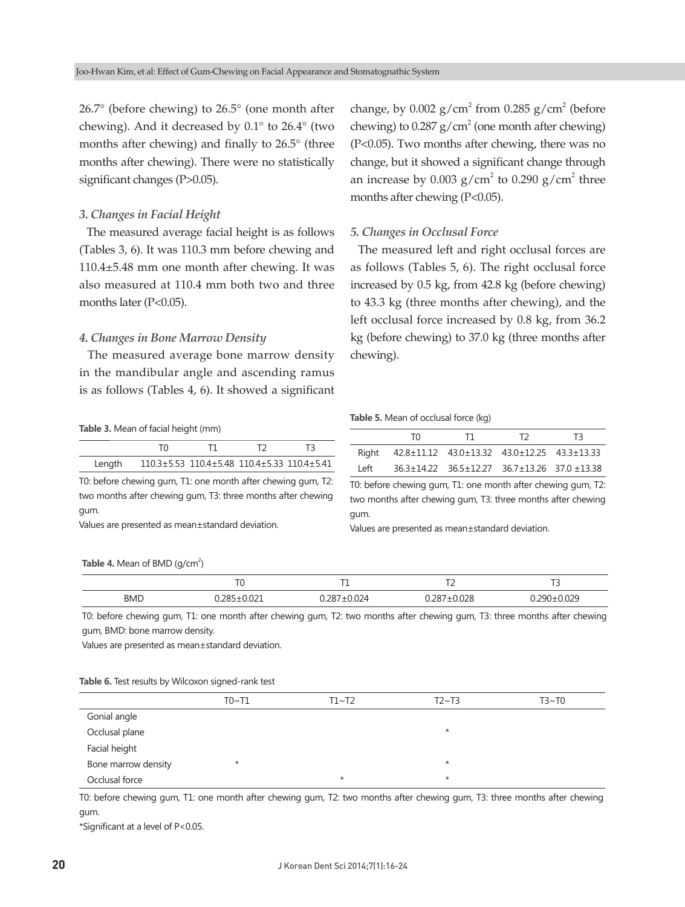26.7° (before chewing) to 26.5° (one month after chewing). And it decreased by 0.1° to 26.4° (two months after chewing) and finally to 26.5° (three months after chewing). There were no statistically significant changes (P>0.05).

### *3. Changes in Facial Height*

The measured average facial height is as follows (Tables 3, 6). It was 110.3 mm before chewing and 110.4±5.48 mm one month after chewing. It was also measured at 110.4 mm both two and three months later (P<0.05).

### *4. Changes in Bone Marrow Density*

The measured average bone marrow density in the mandibular angle and ascending ramus is as follows (Tables 4, 6). It showed a significant change, by 0.002 g/cm$^2$ from 0.285 g/cm$^2$ (before chewing) to 0.287 g/cm$^2$ (one month after chewing) (P<0.05). Two months after chewing, there was no change, but it showed a significant change through an increase by 0.003 g/cm$^2$ to 0.290 g/cm$^2$ three months after chewing (P<0.05).

### *5. Changes in Occlusal Force*

The measured left and right occlusal forces are as follows (Tables 5, 6). The right occlusal force increased by 0.5 kg, from 42.8 kg (before chewing) to 43.3 kg (three months after chewing), and the left occlusal force increased by 0.8 kg, from 36.2 kg (before chewing) to 37.0 kg (three months after chewing).

**Table 3.** Mean of facial height (mm)

| | T0 | T1 | T2 | T3 |
|---|---|---|---|---|
| Length | 110.3±5.53 | 110.4±5.48 | 110.4±5.33 | 110.4±5.41 |

T0: before chewing gum, T1: one month after chewing gum, T2: two months after chewing gum, T3: three months after chewing gum.
Values are presented as mean±standard deviation.

**Table 5.** Mean of occlusal force (kg)

| | T0 | T1 | T2 | T3 |
|---|---|---|---|---|
| Right | 42.8±11.12 | 43.0±13.32 | 43.0±12.25 | 43.3±13.33 |
| Left | 36.3±14.22 | 36.5±12.27 | 36.7±13.26 | 37.0 ±13.38 |

T0: before chewing gum, T1: one month after chewing gum, T2: two months after chewing gum, T3: three months after chewing gum.
Values are presented as mean±standard deviation.

**Table 4.** Mean of BMD (g/cm$^2$)

| | T0 | T1 | T2 | T3 |
|---|---|---|---|---|
| BMD | 0.285±0.021 | 0.287±0.024 | 0.287±0.028 | 0.290±0.029 |

T0: before chewing gum, T1: one month after chewing gum, T2: two months after chewing gum, T3: three months after chewing gum, BMD: bone marrow density.
Values are presented as mean±standard deviation.

**Table 6.** Test results by Wilcoxon signed-rank test

| | T0~T1 | T1~T2 | T2~T3 | T3~T0 |
|---|---|---|---|---|
| Gonial angle | | | | |
| Occlusal plane | | | * | |
| Facial height | | | | |
| Bone marrow density | * | | * | |
| Occlusal force | | * | * | |

T0: before chewing gum, T1: one month after chewing gum, T2: two months after chewing gum, T3: three months after chewing gum.
*Significant at a level of P<0.05.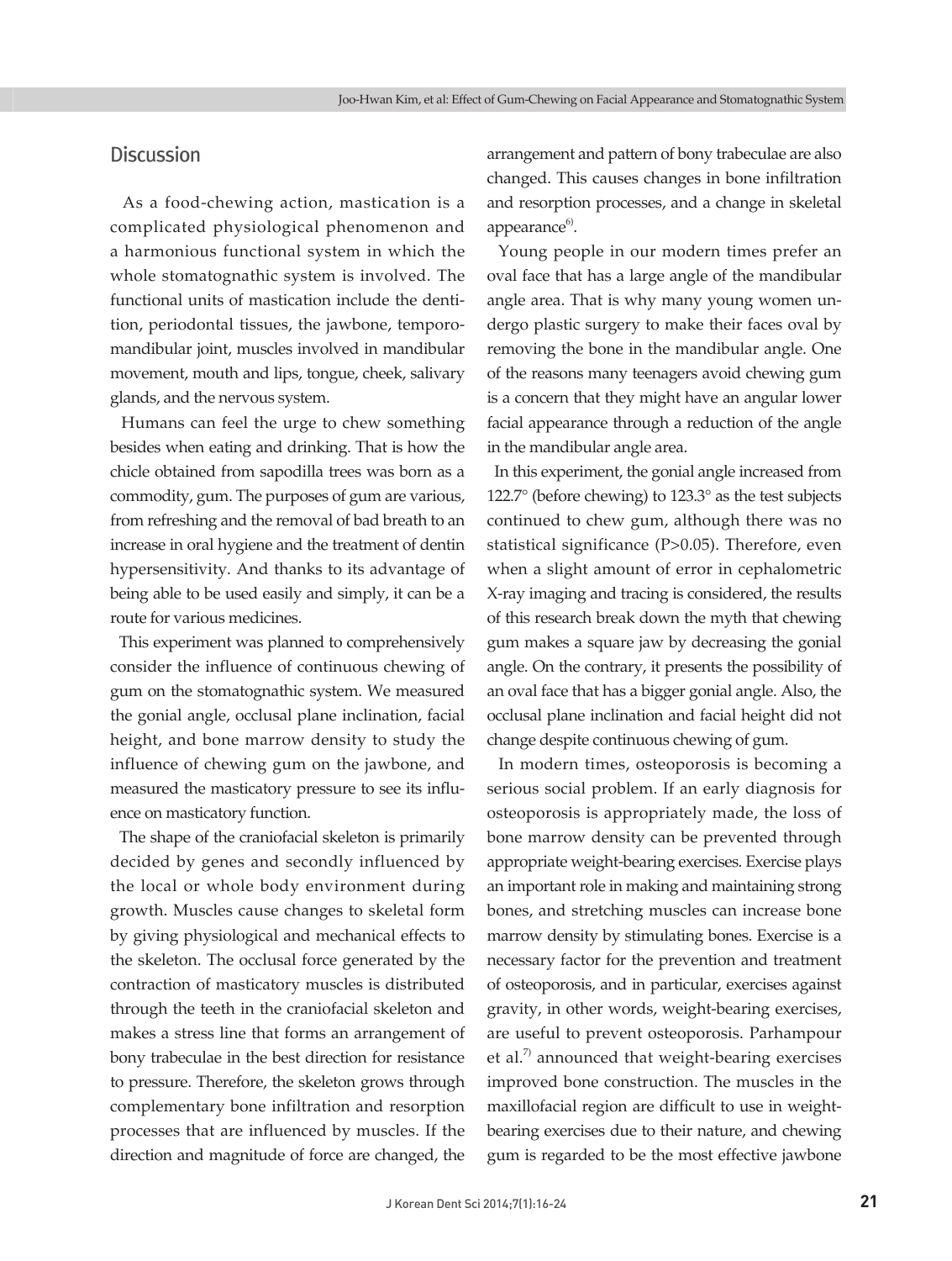## Discussion

As a food-chewing action, mastication is a complicated physiological phenomenon and a harmonious functional system in which the whole stomatognathic system is involved. The functional units of mastication include the dentition, periodontal tissues, the jawbone, temporomandibular joint, muscles involved in mandibular movement, mouth and lips, tongue, cheek, salivary glands, and the nervous system.

Humans can feel the urge to chew something besides when eating and drinking. That is how the chicle obtained from sapodilla trees was born as a commodity, gum. The purposes of gum are various, from refreshing and the removal of bad breath to an increase in oral hygiene and the treatment of dentin hypersensitivity. And thanks to its advantage of being able to be used easily and simply, it can be a route for various medicines.

This experiment was planned to comprehensively consider the influence of continuous chewing of gum on the stomatognathic system. We measured the gonial angle, occlusal plane inclination, facial height, and bone marrow density to study the influence of chewing gum on the jawbone, and measured the masticatory pressure to see its influence on masticatory function.

The shape of the craniofacial skeleton is primarily decided by genes and secondly influenced by the local or whole body environment during growth. Muscles cause changes to skeletal form by giving physiological and mechanical effects to the skeleton. The occlusal force generated by the contraction of masticatory muscles is distributed through the teeth in the craniofacial skeleton and makes a stress line that forms an arrangement of bony trabeculae in the best direction for resistance to pressure. Therefore, the skeleton grows through complementary bone infiltration and resorption processes that are influenced by muscles. If the direction and magnitude of force are changed, the arrangement and pattern of bony trabeculae are also changed. This causes changes in bone infiltration and resorption processes, and a change in skeletal appearance[6].

Young people in our modern times prefer an oval face that has a large angle of the mandibular angle area. That is why many young women undergo plastic surgery to make their faces oval by removing the bone in the mandibular angle. One of the reasons many teenagers avoid chewing gum is a concern that they might have an angular lower facial appearance through a reduction of the angle in the mandibular angle area.

In this experiment, the gonial angle increased from 122.7° (before chewing) to 123.3° as the test subjects continued to chew gum, although there was no statistical significance ($P>0.05$). Therefore, even when a slight amount of error in cephalometric X-ray imaging and tracing is considered, the results of this research break down the myth that chewing gum makes a square jaw by decreasing the gonial angle. On the contrary, it presents the possibility of an oval face that has a bigger gonial angle. Also, the occlusal plane inclination and facial height did not change despite continuous chewing of gum.

In modern times, osteoporosis is becoming a serious social problem. If an early diagnosis for osteoporosis is appropriately made, the loss of bone marrow density can be prevented through appropriate weight-bearing exercises. Exercise plays an important role in making and maintaining strong bones, and stretching muscles can increase bone marrow density by stimulating bones. Exercise is a necessary factor for the prevention and treatment of osteoporosis, and in particular, exercises against gravity, in other words, weight-bearing exercises, are useful to prevent osteoporosis. Parhampour et al.[7] announced that weight-bearing exercises improved bone construction. The muscles in the maxillofacial region are difficult to use in weight-bearing exercises due to their nature, and chewing gum is regarded to be the most effective jawbone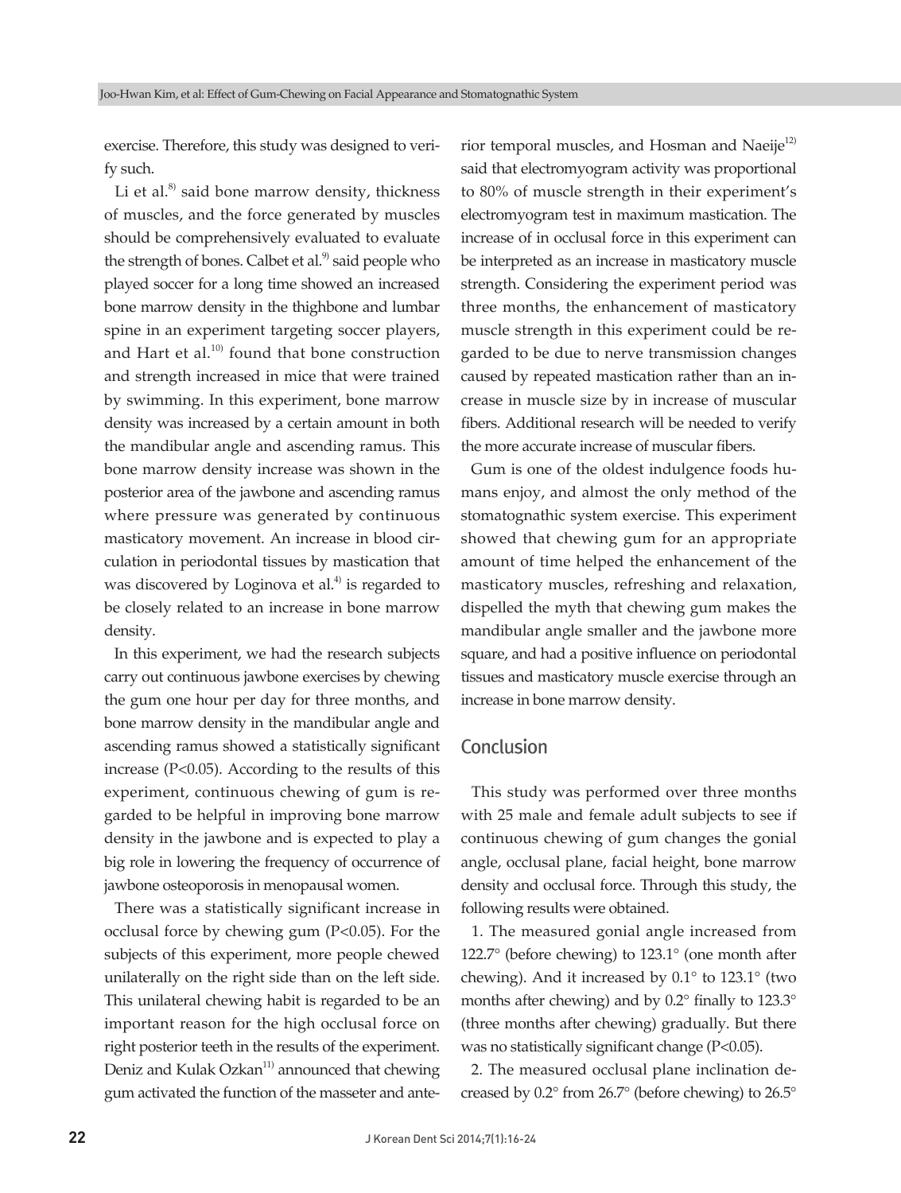exercise. Therefore, this study was designed to verify such.

Li et al.[8] said bone marrow density, thickness of muscles, and the force generated by muscles should be comprehensively evaluated to evaluate the strength of bones. Calbet et al.[9] said people who played soccer for a long time showed an increased bone marrow density in the thighbone and lumbar spine in an experiment targeting soccer players, and Hart et al.[10] found that bone construction and strength increased in mice that were trained by swimming. In this experiment, bone marrow density was increased by a certain amount in both the mandibular angle and ascending ramus. This bone marrow density increase was shown in the posterior area of the jawbone and ascending ramus where pressure was generated by continuous masticatory movement. An increase in blood circulation in periodontal tissues by mastication that was discovered by Loginova et al.[4] is regarded to be closely related to an increase in bone marrow density.

In this experiment, we had the research subjects carry out continuous jawbone exercises by chewing the gum one hour per day for three months, and bone marrow density in the mandibular angle and ascending ramus showed a statistically significant increase ($P<0.05$). According to the results of this experiment, continuous chewing of gum is regarded to be helpful in improving bone marrow density in the jawbone and is expected to play a big role in lowering the frequency of occurrence of jawbone osteoporosis in menopausal women.

There was a statistically significant increase in occlusal force by chewing gum ($P<0.05$). For the subjects of this experiment, more people chewed unilaterally on the right side than on the left side. This unilateral chewing habit is regarded to be an important reason for the high occlusal force on right posterior teeth in the results of the experiment. Deniz and Kulak Ozkan[11] announced that chewing gum activated the function of the masseter and anterior temporal muscles, and Hosman and Naeije[12] said that electromyogram activity was proportional to 80% of muscle strength in their experiment's electromyogram test in maximum mastication. The increase of in occlusal force in this experiment can be interpreted as an increase in masticatory muscle strength. Considering the experiment period was three months, the enhancement of masticatory muscle strength in this experiment could be regarded to be due to nerve transmission changes caused by repeated mastication rather than an increase in muscle size by in increase of muscular fibers. Additional research will be needed to verify the more accurate increase of muscular fibers.

Gum is one of the oldest indulgence foods humans enjoy, and almost the only method of the stomatognathic system exercise. This experiment showed that chewing gum for an appropriate amount of time helped the enhancement of the masticatory muscles, refreshing and relaxation, dispelled the myth that chewing gum makes the mandibular angle smaller and the jawbone more square, and had a positive influence on periodontal tissues and masticatory muscle exercise through an increase in bone marrow density.

## Conclusion

This study was performed over three months with 25 male and female adult subjects to see if continuous chewing of gum changes the gonial angle, occlusal plane, facial height, bone marrow density and occlusal force. Through this study, the following results were obtained.

1. The measured gonial angle increased from 122.7° (before chewing) to 123.1° (one month after chewing). And it increased by 0.1° to 123.1° (two months after chewing) and by 0.2° finally to 123.3° (three months after chewing) gradually. But there was no statistically significant change ($P<0.05$).

2. The measured occlusal plane inclination decreased by 0.2° from 26.7° (before chewing) to 26.5°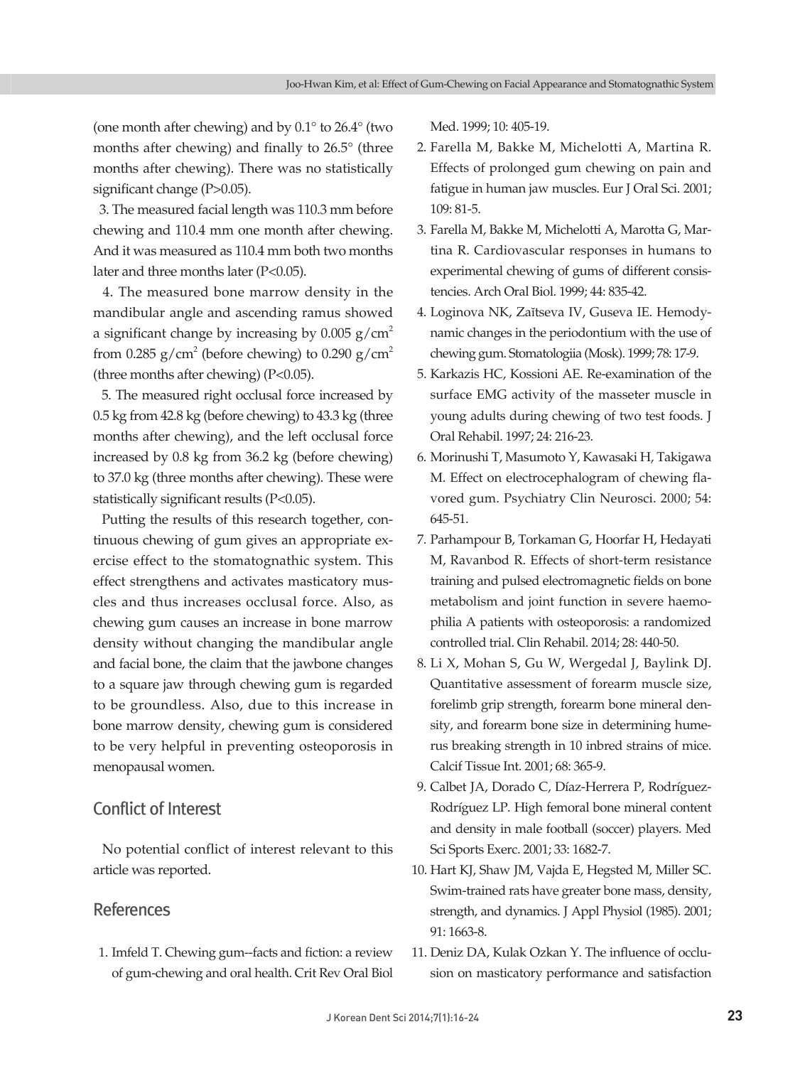(one month after chewing) and by 0.1° to 26.4° (two months after chewing) and finally to 26.5° (three months after chewing). There was no statistically significant change ($P>0.05$).

3. The measured facial length was 110.3 mm before chewing and 110.4 mm one month after chewing. And it was measured as 110.4 mm both two months later and three months later ($P<0.05$).

4. The measured bone marrow density in the mandibular angle and ascending ramus showed a significant change by increasing by 0.005 g/cm$^2$ from 0.285 g/cm$^2$ (before chewing) to 0.290 g/cm$^2$ (three months after chewing) ($P<0.05$).

5. The measured right occlusal force increased by 0.5 kg from 42.8 kg (before chewing) to 43.3 kg (three months after chewing), and the left occlusal force increased by 0.8 kg from 36.2 kg (before chewing) to 37.0 kg (three months after chewing). These were statistically significant results ($P<0.05$).

Putting the results of this research together, continuous chewing of gum gives an appropriate exercise effect to the stomatognathic system. This effect strengthens and activates masticatory muscles and thus increases occlusal force. Also, as chewing gum causes an increase in bone marrow density without changing the mandibular angle and facial bone, the claim that the jawbone changes to a square jaw through chewing gum is regarded to be groundless. Also, due to this increase in bone marrow density, chewing gum is considered to be very helpful in preventing osteoporosis in menopausal women.

## Conflict of Interest

No potential conflict of interest relevant to this article was reported.

## References

1. Imfeld T. Chewing gum--facts and fiction: a review of gum-chewing and oral health. Crit Rev Oral Biol Med. 1999; 10: 405-19.
2. Farella M, Bakke M, Michelotti A, Martina R. Effects of prolonged gum chewing on pain and fatigue in human jaw muscles. Eur J Oral Sci. 2001; 109: 81-5.
3. Farella M, Bakke M, Michelotti A, Marotta G, Martina R. Cardiovascular responses in humans to experimental chewing of gums of different consistencies. Arch Oral Biol. 1999; 44: 835-42.
4. Loginova NK, Zaĭtseva IV, Guseva IE. Hemodynamic changes in the periodontium with the use of chewing gum. Stomatologiia (Mosk). 1999; 78: 17-9.
5. Karkazis HC, Kossioni AE. Re-examination of the surface EMG activity of the masseter muscle in young adults during chewing of two test foods. J Oral Rehabil. 1997; 24: 216-23.
6. Morinushi T, Masumoto Y, Kawasaki H, Takigawa M. Effect on electrocephalogram of chewing flavored gum. Psychiatry Clin Neurosci. 2000; 54: 645-51.
7. Parhampour B, Torkaman G, Hoorfar H, Hedayati M, Ravanbod R. Effects of short-term resistance training and pulsed electromagnetic fields on bone metabolism and joint function in severe haemophilia A patients with osteoporosis: a randomized controlled trial. Clin Rehabil. 2014; 28: 440-50.
8. Li X, Mohan S, Gu W, Wergedal J, Baylink DJ. Quantitative assessment of forearm muscle size, forelimb grip strength, forearm bone mineral density, and forearm bone size in determining humerus breaking strength in 10 inbred strains of mice. Calcif Tissue Int. 2001; 68: 365-9.
9. Calbet JA, Dorado C, Díaz-Herrera P, Rodríguez-Rodríguez LP. High femoral bone mineral content and density in male football (soccer) players. Med Sci Sports Exerc. 2001; 33: 1682-7.
10. Hart KJ, Shaw JM, Vajda E, Hegsted M, Miller SC. Swim-trained rats have greater bone mass, density, strength, and dynamics. J Appl Physiol (1985). 2001; 91: 1663-8.
11. Deniz DA, Kulak Ozkan Y. The influence of occlusion on masticatory performance and satisfaction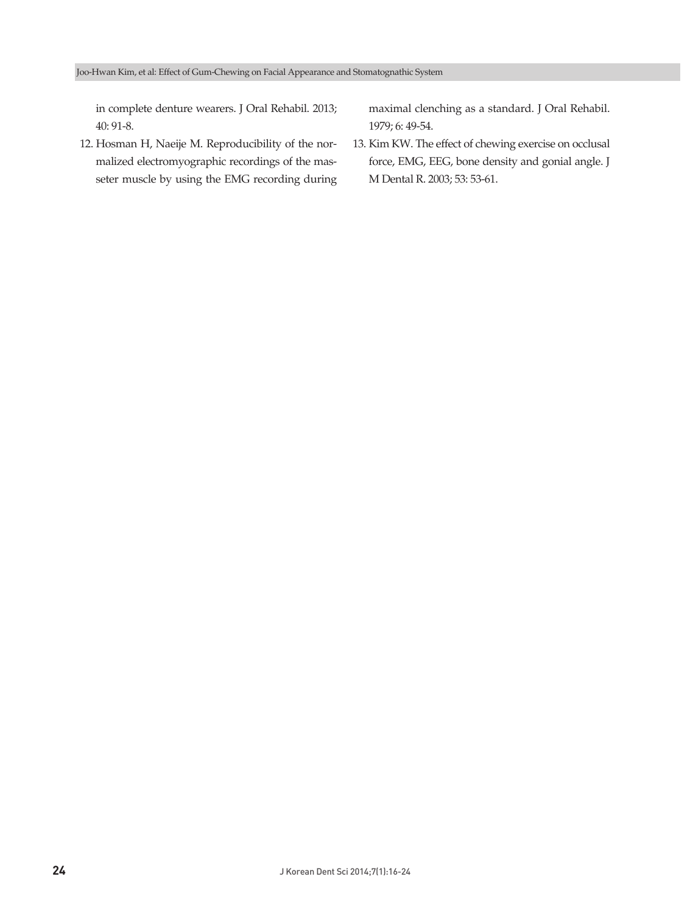in complete denture wearers. J Oral Rehabil. 2013; 40: 91-8.

12. Hosman H, Naeije M. Reproducibility of the normalized electromyographic recordings of the masseter muscle by using the EMG recording during maximal clenching as a standard. J Oral Rehabil. 1979; 6: 49-54.
13. Kim KW. The effect of chewing exercise on occlusal force, EMG, EEG, bone density and gonial angle. J M Dental R. 2003; 53: 53-61.